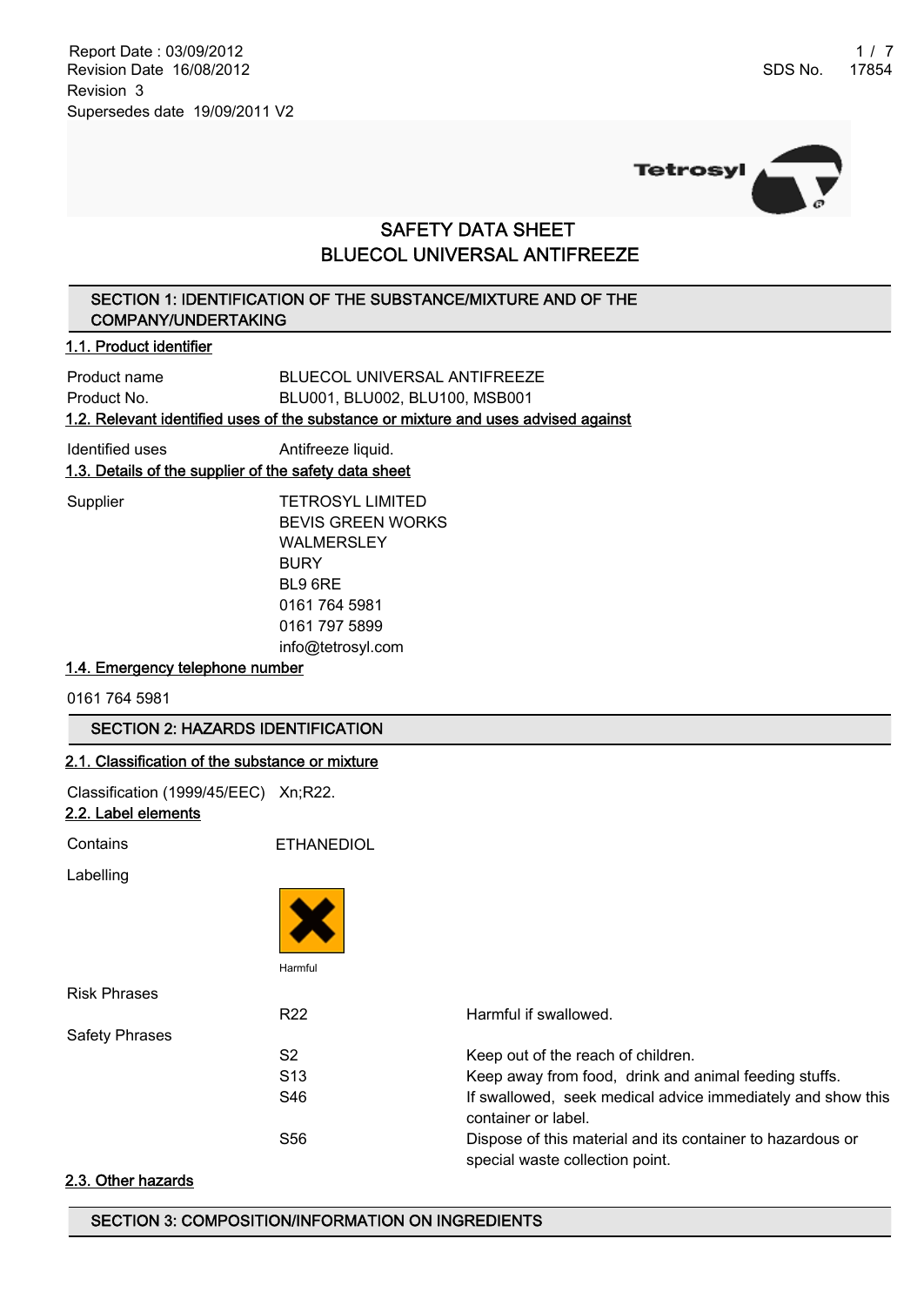Report Date : 03/09/2012
Revision Date 16/08/2012
Revision 3
Supersedes date 19/09/2011 V2

SDS No. 17854

# SAFETY DATA SHEET
# BLUECOL UNIVERSAL ANTIFREEZE

## SECTION 1: IDENTIFICATION OF THE SUBSTANCE/MIXTURE AND OF THE COMPANY/UNDERTAKING

### 1.1. Product identifier

| | |
|---|---|
| Product name | BLUECOL UNIVERSAL ANTIFREEZE |
| Product No. | BLU001, BLU002, BLU100, MSB001 |

### 1.2. Relevant identified uses of the substance or mixture and uses advised against

| | |
|---|---|
| Identified uses | Antifreeze liquid. |

### 1.3. Details of the supplier of the safety data sheet

Supplier
TETROSYL LIMITED
BEVIS GREEN WORKS
WALMERSLEY
BURY
BL9 6RE
0161 764 5981
0161 797 5899
info@tetrosyl.com

### 1.4. Emergency telephone number

0161 764 5981

## SECTION 2: HAZARDS IDENTIFICATION

### 2.1. Classification of the substance or mixture

Classification (1999/45/EEC) Xn;R22.

### 2.2. Label elements

Contains ETHANEDIOL

Labelling

Harmful

Risk Phrases

| | |
|---|---|
| R22 | Harmful if swallowed. |

Safety Phrases

| | |
|---|---|
| S2 | Keep out of the reach of children. |
| S13 | Keep away from food, drink and animal feeding stuffs. |
| S46 | If swallowed, seek medical advice immediately and show this container or label. |
| S56 | Dispose of this material and its container to hazardous or special waste collection point. |

### 2.3. Other hazards

## SECTION 3: COMPOSITION/INFORMATION ON INGREDIENTS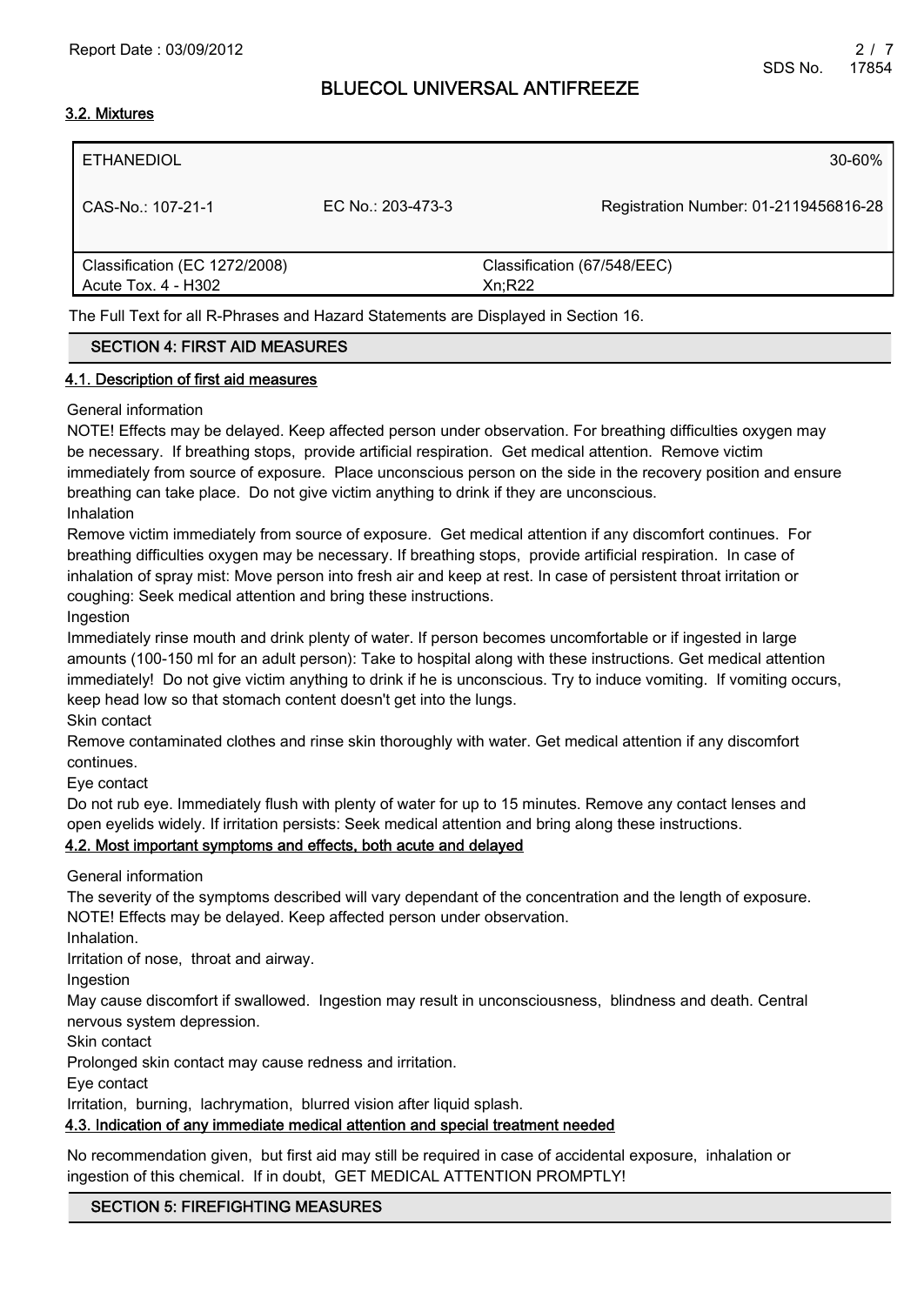### 3.2. Mixtures

| ETHANEDIOL | | 30-60% |
|---|---|---|
| CAS-No.: 107-21-1 | EC No.: 203-473-3 | Registration Number: 01-2119456816-28 |
| Classification (EC 1272/2008)<br>Acute Tox. 4 - H302 | Classification (67/548/EEC)<br>Xn;R22 | |

The Full Text for all R-Phrases and Hazard Statements are Displayed in Section 16.

## SECTION 4: FIRST AID MEASURES

### 4.1. Description of first aid measures

General information

NOTE! Effects may be delayed. Keep affected person under observation. For breathing difficulties oxygen may be necessary. If breathing stops, provide artificial respiration. Get medical attention. Remove victim immediately from source of exposure. Place unconscious person on the side in the recovery position and ensure breathing can take place. Do not give victim anything to drink if they are unconscious.

Inhalation

Remove victim immediately from source of exposure. Get medical attention if any discomfort continues. For breathing difficulties oxygen may be necessary. If breathing stops, provide artificial respiration. In case of inhalation of spray mist: Move person into fresh air and keep at rest. In case of persistent throat irritation or coughing: Seek medical attention and bring these instructions.

Ingestion

Immediately rinse mouth and drink plenty of water. If person becomes uncomfortable or if ingested in large amounts (100-150 ml for an adult person): Take to hospital along with these instructions. Get medical attention immediately! Do not give victim anything to drink if he is unconscious. Try to induce vomiting. If vomiting occurs, keep head low so that stomach content doesn't get into the lungs.

Skin contact

Remove contaminated clothes and rinse skin thoroughly with water. Get medical attention if any discomfort continues.

Eye contact

Do not rub eye. Immediately flush with plenty of water for up to 15 minutes. Remove any contact lenses and open eyelids widely. If irritation persists: Seek medical attention and bring along these instructions.

### 4.2. Most important symptoms and effects, both acute and delayed

General information

The severity of the symptoms described will vary dependant of the concentration and the length of exposure. NOTE! Effects may be delayed. Keep affected person under observation.

Inhalation.

Irritation of nose, throat and airway.

Ingestion

May cause discomfort if swallowed. Ingestion may result in unconsciousness, blindness and death. Central nervous system depression.

Skin contact

Prolonged skin contact may cause redness and irritation.

Eye contact

Irritation, burning, lachrymation, blurred vision after liquid splash.

### 4.3. Indication of any immediate medical attention and special treatment needed

No recommendation given, but first aid may still be required in case of accidental exposure, inhalation or ingestion of this chemical. If in doubt, GET MEDICAL ATTENTION PROMPTLY!

## SECTION 5: FIREFIGHTING MEASURES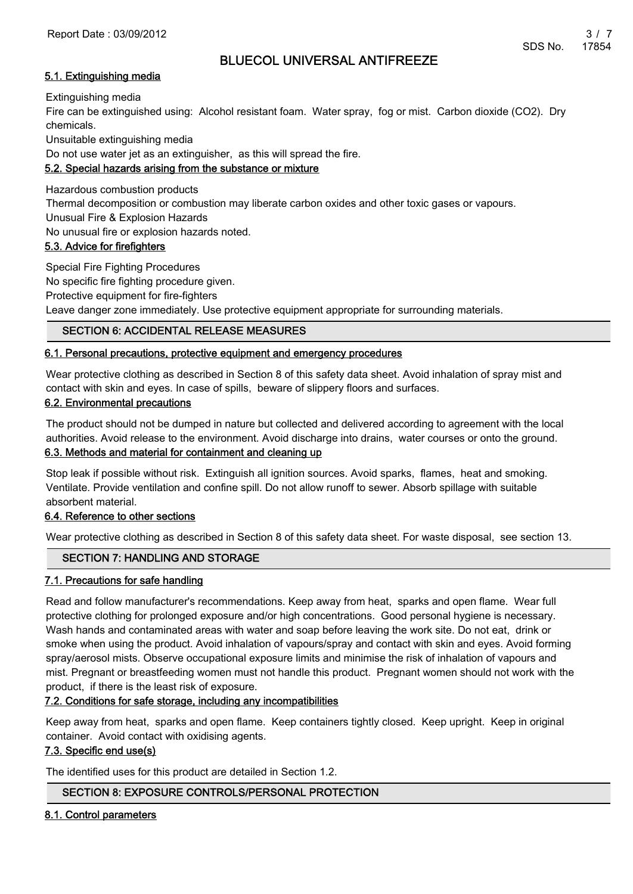### 5.1. Extinguishing media

Extinguishing media

Fire can be extinguished using: Alcohol resistant foam. Water spray, fog or mist. Carbon dioxide ($CO_2$). Dry chemicals.

Unsuitable extinguishing media

Do not use water jet as an extinguisher, as this will spread the fire.

### 5.2. Special hazards arising from the substance or mixture

Hazardous combustion products

Thermal decomposition or combustion may liberate carbon oxides and other toxic gases or vapours.

Unusual Fire & Explosion Hazards

No unusual fire or explosion hazards noted.

### 5.3. Advice for firefighters

Special Fire Fighting Procedures

No specific fire fighting procedure given.

Protective equipment for fire-fighters

Leave danger zone immediately. Use protective equipment appropriate for surrounding materials.

## SECTION 6: ACCIDENTAL RELEASE MEASURES

### 6.1. Personal precautions, protective equipment and emergency procedures

Wear protective clothing as described in Section 8 of this safety data sheet. Avoid inhalation of spray mist and contact with skin and eyes. In case of spills, beware of slippery floors and surfaces.

### 6.2. Environmental precautions

The product should not be dumped in nature but collected and delivered according to agreement with the local authorities. Avoid release to the environment. Avoid discharge into drains, water courses or onto the ground.

### 6.3. Methods and material for containment and cleaning up

Stop leak if possible without risk. Extinguish all ignition sources. Avoid sparks, flames, heat and smoking. Ventilate. Provide ventilation and confine spill. Do not allow runoff to sewer. Absorb spillage with suitable absorbent material.

### 6.4. Reference to other sections

Wear protective clothing as described in Section 8 of this safety data sheet. For waste disposal, see section 13.

## SECTION 7: HANDLING AND STORAGE

### 7.1. Precautions for safe handling

Read and follow manufacturer's recommendations. Keep away from heat, sparks and open flame. Wear full protective clothing for prolonged exposure and/or high concentrations. Good personal hygiene is necessary. Wash hands and contaminated areas with water and soap before leaving the work site. Do not eat, drink or smoke when using the product. Avoid inhalation of vapours/spray and contact with skin and eyes. Avoid forming spray/aerosol mists. Observe occupational exposure limits and minimise the risk of inhalation of vapours and mist. Pregnant or breastfeeding women must not handle this product. Pregnant women should not work with the product, if there is the least risk of exposure.

### 7.2. Conditions for safe storage, including any incompatibilities

Keep away from heat, sparks and open flame. Keep containers tightly closed. Keep upright. Keep in original container. Avoid contact with oxidising agents.

### 7.3. Specific end use(s)

The identified uses for this product are detailed in Section 1.2.

## SECTION 8: EXPOSURE CONTROLS/PERSONAL PROTECTION

### 8.1. Control parameters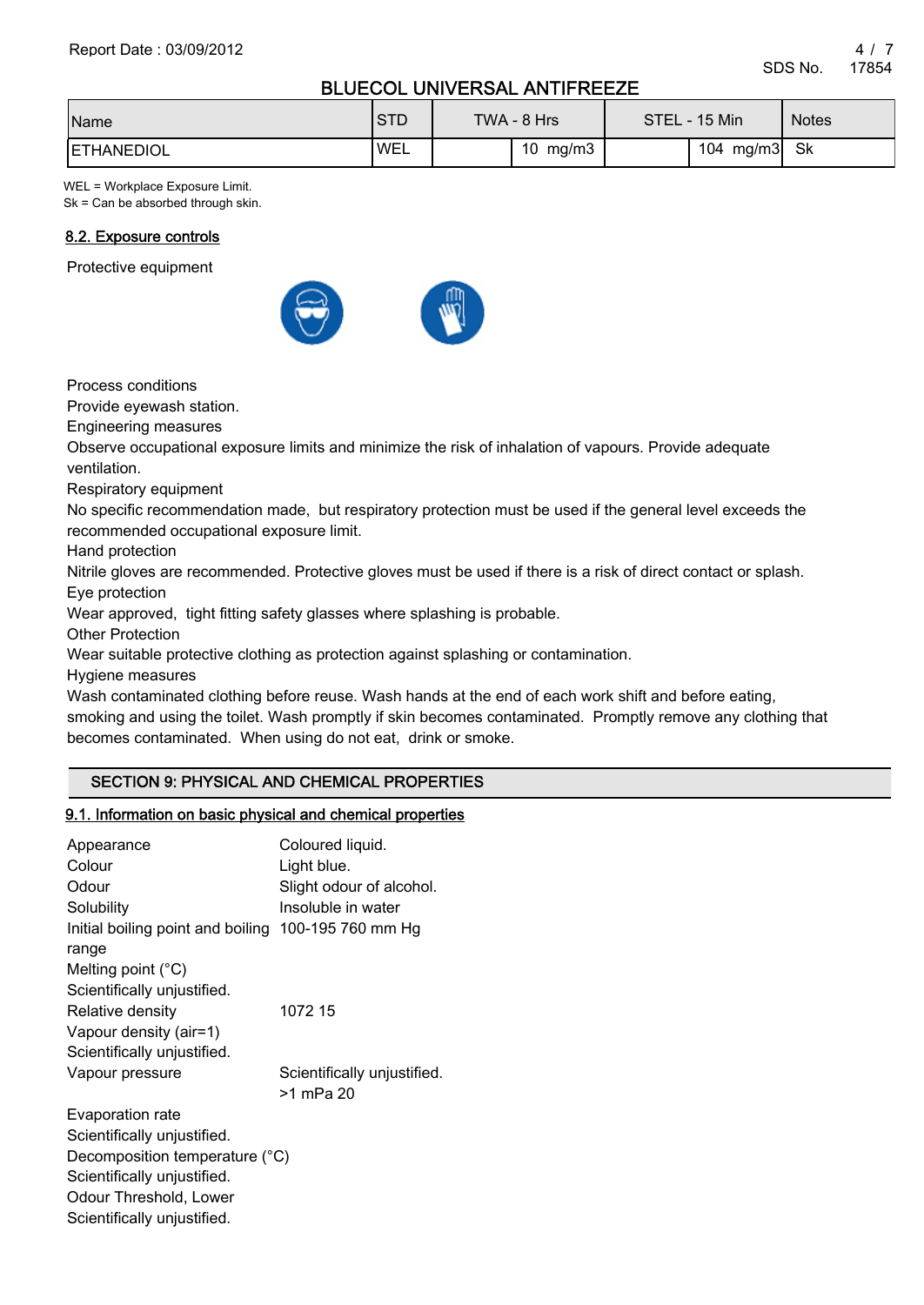| Name | STD | TWA - 8 Hrs | | STEL - 15 Min | | Notes |
|---|---|---|---|---|---|---|
| ETHANEDIOL | WEL | | 10 mg/m3 | | 104 mg/m3 | Sk |

WEL = Workplace Exposure Limit.
Sk = Can be absorbed through skin.

### 8.2. Exposure controls

Protective equipment

Process conditions
Provide eyewash station.
Engineering measures
Observe occupational exposure limits and minimize the risk of inhalation of vapours. Provide adequate ventilation.
Respiratory equipment
No specific recommendation made, but respiratory protection must be used if the general level exceeds the recommended occupational exposure limit.
Hand protection
Nitrile gloves are recommended. Protective gloves must be used if there is a risk of direct contact or splash.
Eye protection
Wear approved, tight fitting safety glasses where splashing is probable.
Other Protection
Wear suitable protective clothing as protection against splashing or contamination.
Hygiene measures
Wash contaminated clothing before reuse. Wash hands at the end of each work shift and before eating, smoking and using the toilet. Wash promptly if skin becomes contaminated. Promptly remove any clothing that becomes contaminated. When using do not eat, drink or smoke.

## SECTION 9: PHYSICAL AND CHEMICAL PROPERTIES

### 9.1. Information on basic physical and chemical properties

Appearance — Coloured liquid.
Colour — Light blue.
Odour — Slight odour of alcohol.
Solubility — Insoluble in water
Initial boiling point and boiling range — 100-195 760 mm Hg
Melting point (°C)
Scientifically unjustified.
Relative density — 1072 15
Vapour density (air=1)
Scientifically unjustified.
Vapour pressure — Scientifically unjustified.
>1 mPa 20
Evaporation rate
Scientifically unjustified.
Decomposition temperature (°C)
Scientifically unjustified.
Odour Threshold, Lower
Scientifically unjustified.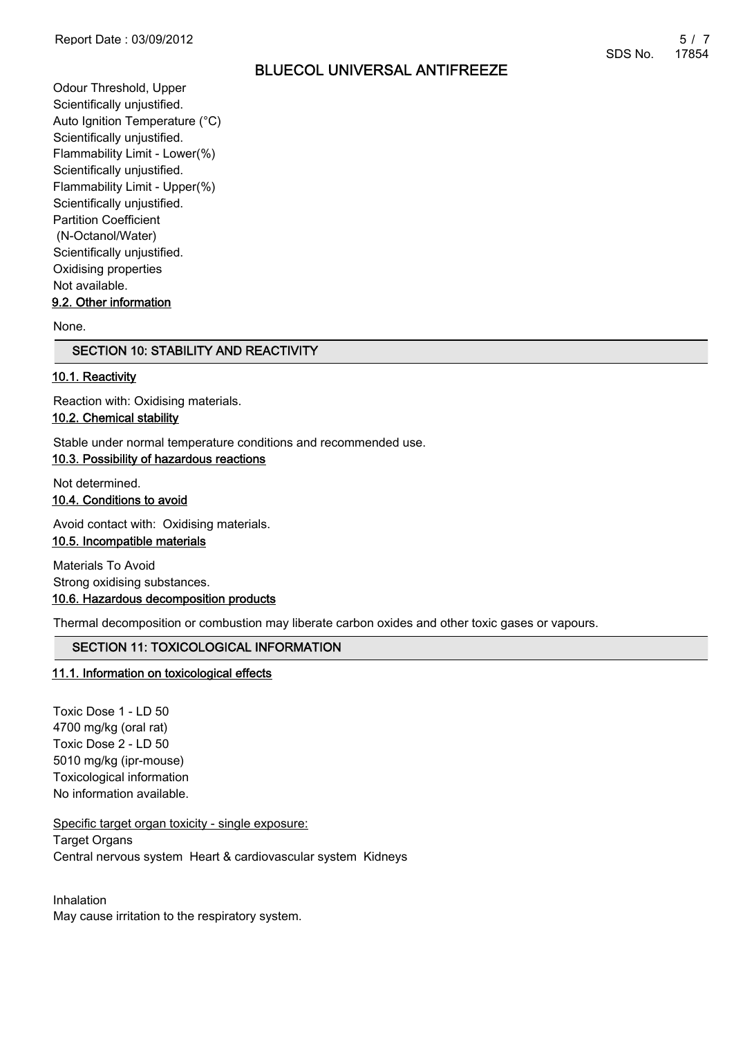Odour Threshold, Upper
Scientifically unjustified.
Auto Ignition Temperature (°C)
Scientifically unjustified.
Flammability Limit - Lower(%)
Scientifically unjustified.
Flammability Limit - Upper(%)
Scientifically unjustified.
Partition Coefficient
(N-Octanol/Water)
Scientifically unjustified.
Oxidising properties
Not available.

### 9.2. Other information

None.

## SECTION 10: STABILITY AND REACTIVITY

### 10.1. Reactivity

Reaction with: Oxidising materials.

### 10.2. Chemical stability

Stable under normal temperature conditions and recommended use.

### 10.3. Possibility of hazardous reactions

Not determined.

### 10.4. Conditions to avoid

Avoid contact with: Oxidising materials.

### 10.5. Incompatible materials

Materials To Avoid
Strong oxidising substances.

### 10.6. Hazardous decomposition products

Thermal decomposition or combustion may liberate carbon oxides and other toxic gases or vapours.

## SECTION 11: TOXICOLOGICAL INFORMATION

### 11.1. Information on toxicological effects

Toxic Dose 1 - LD 50
4700 mg/kg (oral rat)
Toxic Dose 2 - LD 50
5010 mg/kg (ipr-mouse)
Toxicological information
No information available.

Specific target organ toxicity - single exposure:
Target Organs
Central nervous system Heart & cardiovascular system Kidneys

Inhalation
May cause irritation to the respiratory system.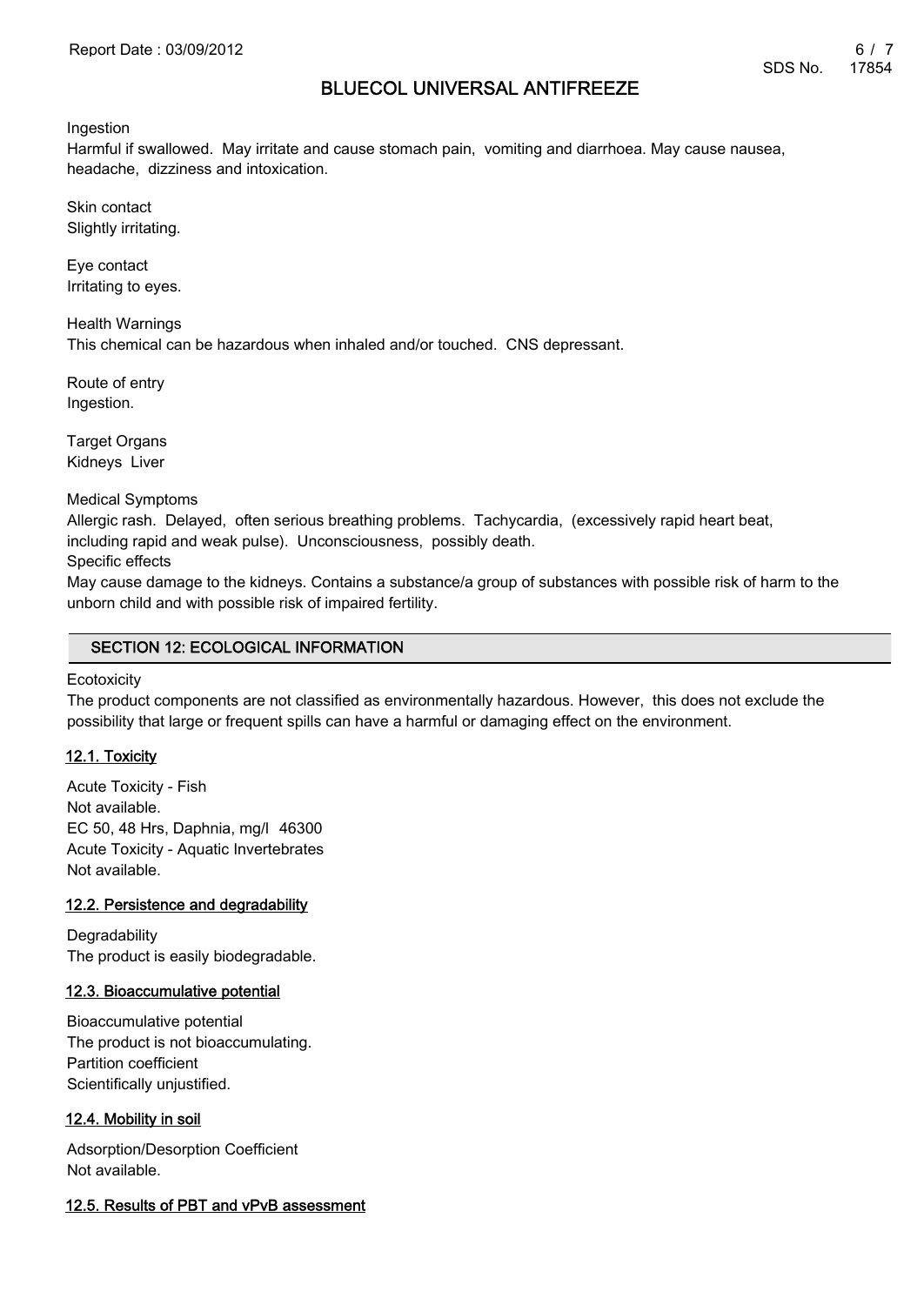Ingestion
Harmful if swallowed. May irritate and cause stomach pain, vomiting and diarrhoea. May cause nausea, headache, dizziness and intoxication.

Skin contact
Slightly irritating.

Eye contact
Irritating to eyes.

Health Warnings
This chemical can be hazardous when inhaled and/or touched. CNS depressant.

Route of entry
Ingestion.

Target Organs
Kidneys Liver

Medical Symptoms
Allergic rash. Delayed, often serious breathing problems. Tachycardia, (excessively rapid heart beat, including rapid and weak pulse). Unconsciousness, possibly death.
Specific effects
May cause damage to the kidneys. Contains a substance/a group of substances with possible risk of harm to the unborn child and with possible risk of impaired fertility.

## SECTION 12: ECOLOGICAL INFORMATION

Ecotoxicity
The product components are not classified as environmentally hazardous. However, this does not exclude the possibility that large or frequent spills can have a harmful or damaging effect on the environment.

### 12.1. Toxicity

Acute Toxicity - Fish
Not available.
EC 50, 48 Hrs, Daphnia, mg/l 46300
Acute Toxicity - Aquatic Invertebrates
Not available.

### 12.2. Persistence and degradability

Degradability
The product is easily biodegradable.

### 12.3. Bioaccumulative potential

Bioaccumulative potential
The product is not bioaccumulating.
Partition coefficient
Scientifically unjustified.

### 12.4. Mobility in soil

Adsorption/Desorption Coefficient
Not available.

### 12.5. Results of PBT and vPvB assessment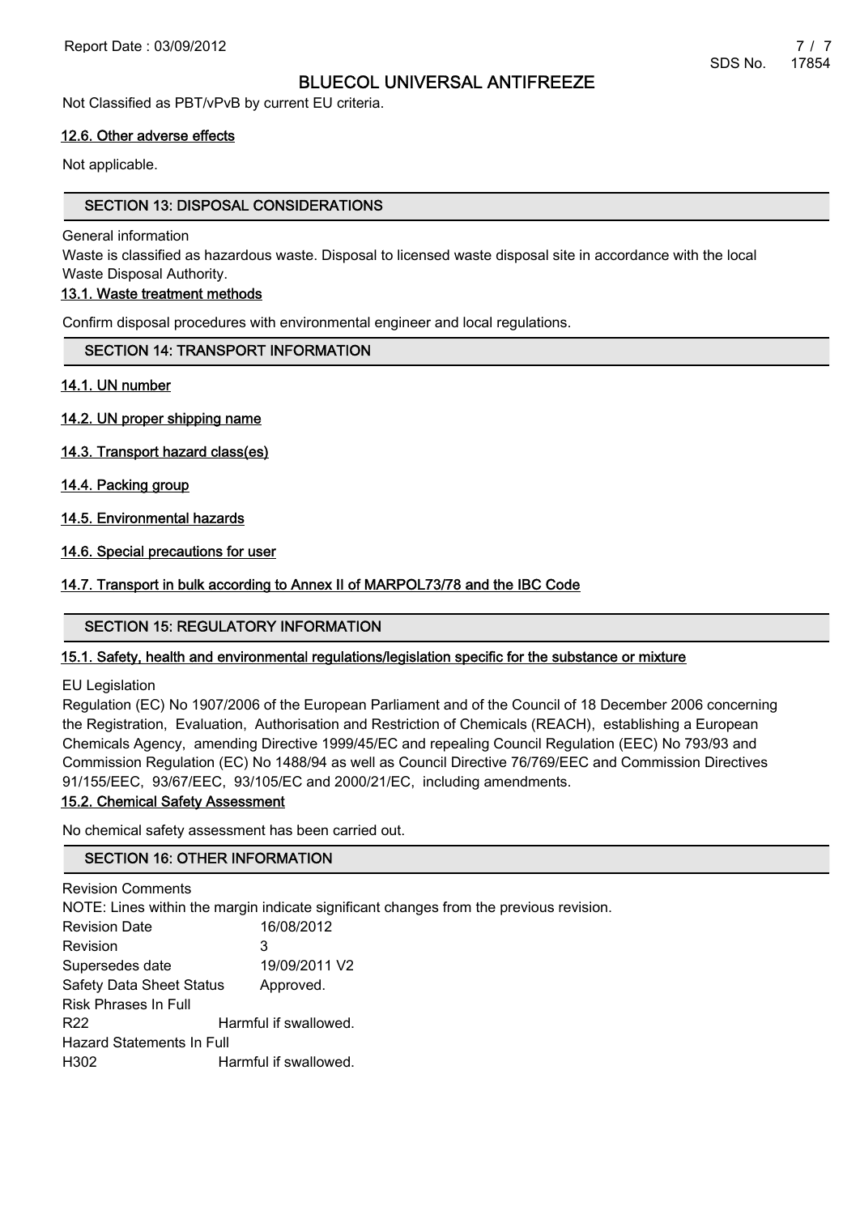Not Classified as PBT/vPvB by current EU criteria.

### 12.6. Other adverse effects

Not applicable.

## SECTION 13: DISPOSAL CONSIDERATIONS

General information

Waste is classified as hazardous waste. Disposal to licensed waste disposal site in accordance with the local Waste Disposal Authority.

### 13.1. Waste treatment methods

Confirm disposal procedures with environmental engineer and local regulations.

## SECTION 14: TRANSPORT INFORMATION

### 14.1. UN number

### 14.2. UN proper shipping name

### 14.3. Transport hazard class(es)

### 14.4. Packing group

### 14.5. Environmental hazards

### 14.6. Special precautions for user

### 14.7. Transport in bulk according to Annex II of MARPOL73/78 and the IBC Code

## SECTION 15: REGULATORY INFORMATION

### 15.1. Safety, health and environmental regulations/legislation specific for the substance or mixture

EU Legislation

Regulation (EC) No 1907/2006 of the European Parliament and of the Council of 18 December 2006 concerning the Registration, Evaluation, Authorisation and Restriction of Chemicals (REACH), establishing a European Chemicals Agency, amending Directive 1999/45/EC and repealing Council Regulation (EEC) No 793/93 and Commission Regulation (EC) No 1488/94 as well as Council Directive 76/769/EEC and Commission Directives 91/155/EEC, 93/67/EEC, 93/105/EC and 2000/21/EC, including amendments.

### 15.2. Chemical Safety Assessment

No chemical safety assessment has been carried out.

## SECTION 16: OTHER INFORMATION

Revision Comments

NOTE: Lines within the margin indicate significant changes from the previous revision.

| | |
|---|---|
| Revision Date | 16/08/2012 |
| Revision | 3 |
| Supersedes date | 19/09/2011 V2 |
| Safety Data Sheet Status | Approved. |

Risk Phrases In Full

| | |
|---|---|
| R22 | Harmful if swallowed. |

Hazard Statements In Full

| | |
|---|---|
| H302 | Harmful if swallowed. |